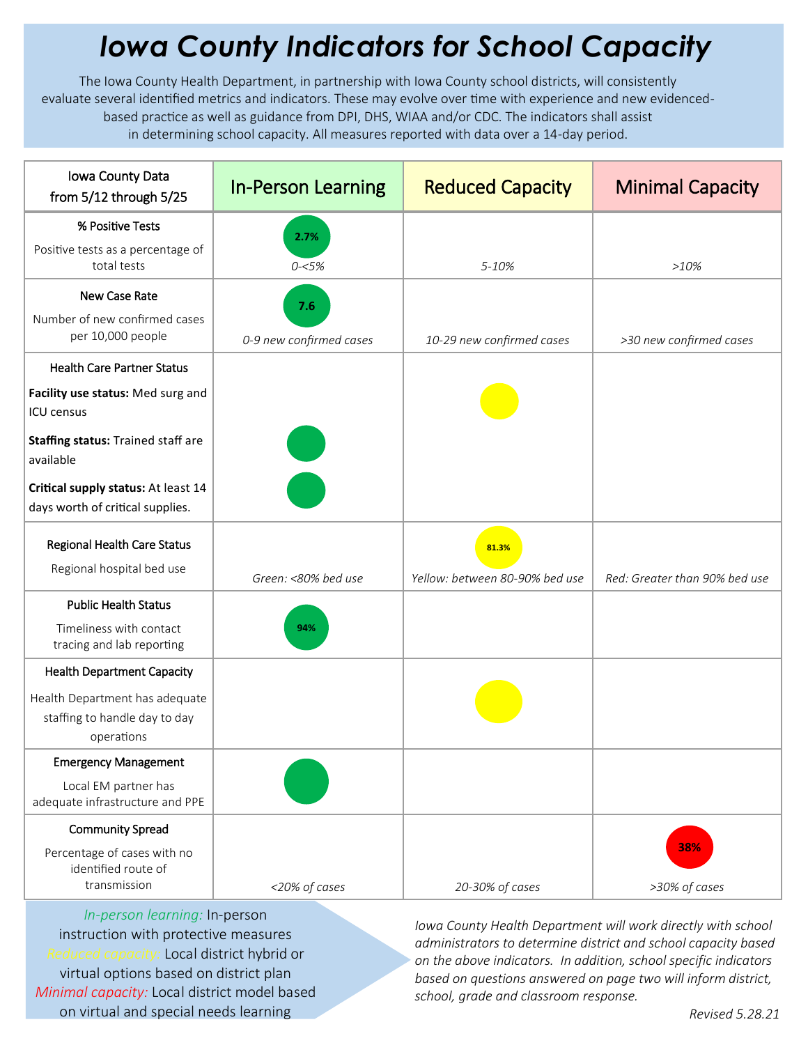# Iowa County Indicators for School Capacity

The Iowa County Health Department, in partnership with Iowa County school districts, will consistently evaluate several identified metrics and indicators. These may evolve over time with experience and new evidenced-based practice as well as guidance from DPI, DHS, WIAA and/or CDC. The indicators shall assist in determining school capacity. All measures reported with data over a 14-day period.

| Iowa County Data from 5/12 through 5/25 | In-Person Learning | Reduced Capacity | Minimal Capacity |
|---|---|---|---|
| **% Positive Tests**<br>Positive tests as a percentage of total tests | 2.7%<br>*0-<5%* | *5-10%* | *>10%* |
| **New Case Rate**<br>Number of new confirmed cases per 10,000 people | 7.6<br>*0-9 new confirmed cases* | *10-29 new confirmed cases* | *>30 new confirmed cases* |
| **Health Care Partner Status**<br>**Facility use status:** Med surg and ICU census | | ● | |
| **Staffing status:** Trained staff are available | ● | | |
| **Critical supply status:** At least 14 days worth of critical supplies. | ● | | |
| **Regional Health Care Status**<br>Regional hospital bed use | *Green: <80% bed use* | 81.3%<br>*Yellow: between 80-90% bed use* | *Red: Greater than 90% bed use* |
| **Public Health Status**<br>Timeliness with contact tracing and lab reporting | 94% | | |
| **Health Department Capacity**<br>Health Department has adequate staffing to handle day to day operations | | ● | |
| **Emergency Management**<br>Local EM partner has adequate infrastructure and PPE | ● | | |
| **Community Spread**<br>Percentage of cases with no identified route of transmission | *<20% of cases* | *20-30% of cases* | 38%<br>*>30% of cases* |

*In-person learning:* In-person instruction with protective measures
*Reduced capacity:* Local district hybrid or virtual options based on district plan
*Minimal capacity:* Local district model based on virtual and special needs learning

*Iowa County Health Department will work directly with school administrators to determine district and school capacity based on the above indicators. In addition, school specific indicators based on questions answered on page two will inform district, school, grade and classroom response.*

*Revised 5.28.21*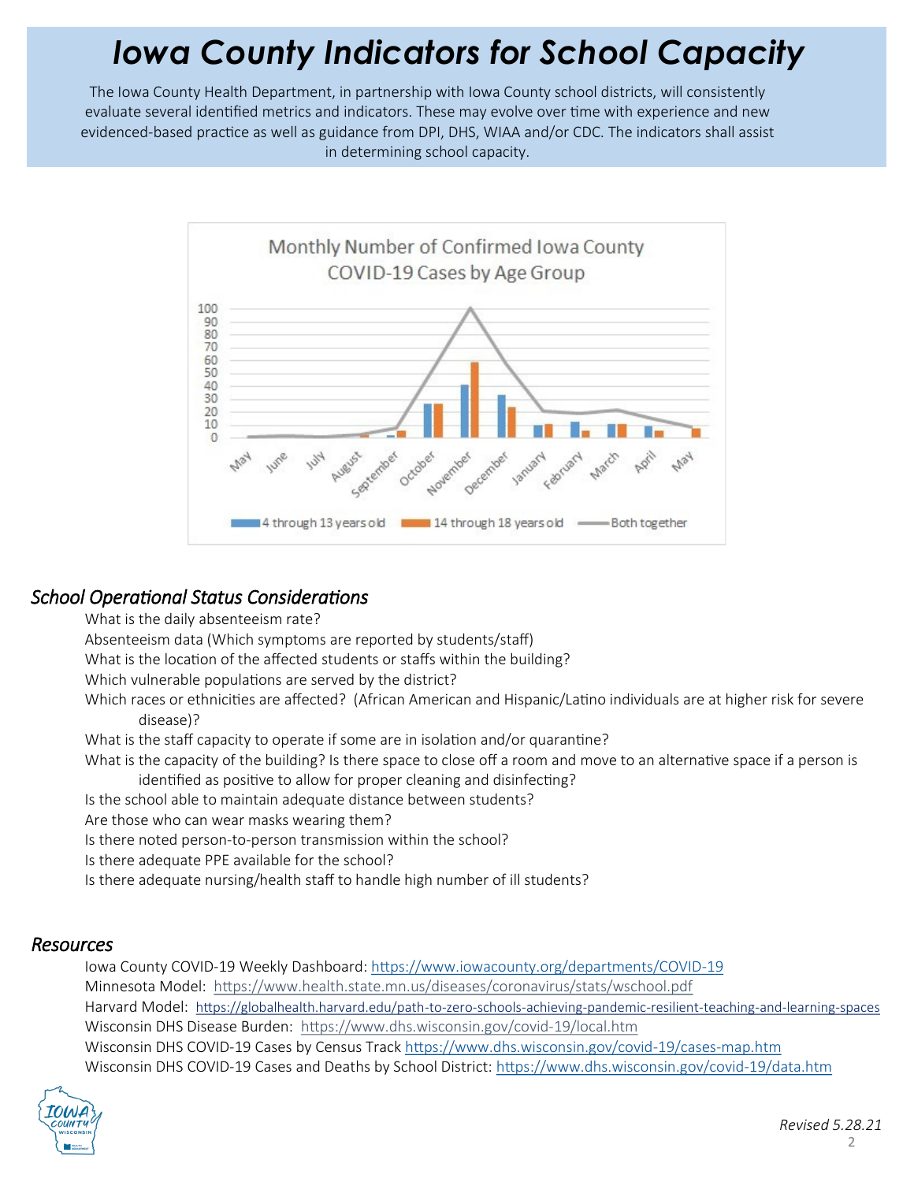# *Iowa County Indicators for School Capacity*

The Iowa County Health Department, in partnership with Iowa County school districts, will consistently evaluate several identified metrics and indicators. These may evolve over time with experience and new evidenced-based practice as well as guidance from DPI, DHS, WIAA and/or CDC. The indicators shall assist in determining school capacity.

Monthly Number of Confirmed Iowa County COVID-19 Cases by Age Group

100
90
80
70
60
50
40
30
20
10
0

May, June, July, August, September, October, November, December, January, February, March, April, May

4 through 13 years old
14 through 18 years old
Both together

## *School Operational Status Considerations*

What is the daily absenteeism rate?
Absenteeism data (Which symptoms are reported by students/staff)
What is the location of the affected students or staffs within the building?
Which vulnerable populations are served by the district?
Which races or ethnicities are affected? (African American and Hispanic/Latino individuals are at higher risk for severe disease)?
What is the staff capacity to operate if some are in isolation and/or quarantine?
What is the capacity of the building? Is there space to close off a room and move to an alternative space if a person is identified as positive to allow for proper cleaning and disinfecting?
Is the school able to maintain adequate distance between students?
Are those who can wear masks wearing them?
Is there noted person-to-person transmission within the school?
Is there adequate PPE available for the school?
Is there adequate nursing/health staff to handle high number of ill students?

## *Resources*

Iowa County COVID-19 Weekly Dashboard: https://www.iowacounty.org/departments/COVID-19
Minnesota Model: https://www.health.state.mn.us/diseases/coronavirus/stats/wschool.pdf
Harvard Model: https://globalhealth.harvard.edu/path-to-zero-schools-achieving-pandemic-resilient-teaching-and-learning-spaces
Wisconsin DHS Disease Burden: https://www.dhs.wisconsin.gov/covid-19/local.htm
Wisconsin DHS COVID-19 Cases by Census Track https://www.dhs.wisconsin.gov/covid-19/cases-map.htm
Wisconsin DHS COVID-19 Cases and Deaths by School District: https://www.dhs.wisconsin.gov/covid-19/data.htm

*Revised 5.28.21*